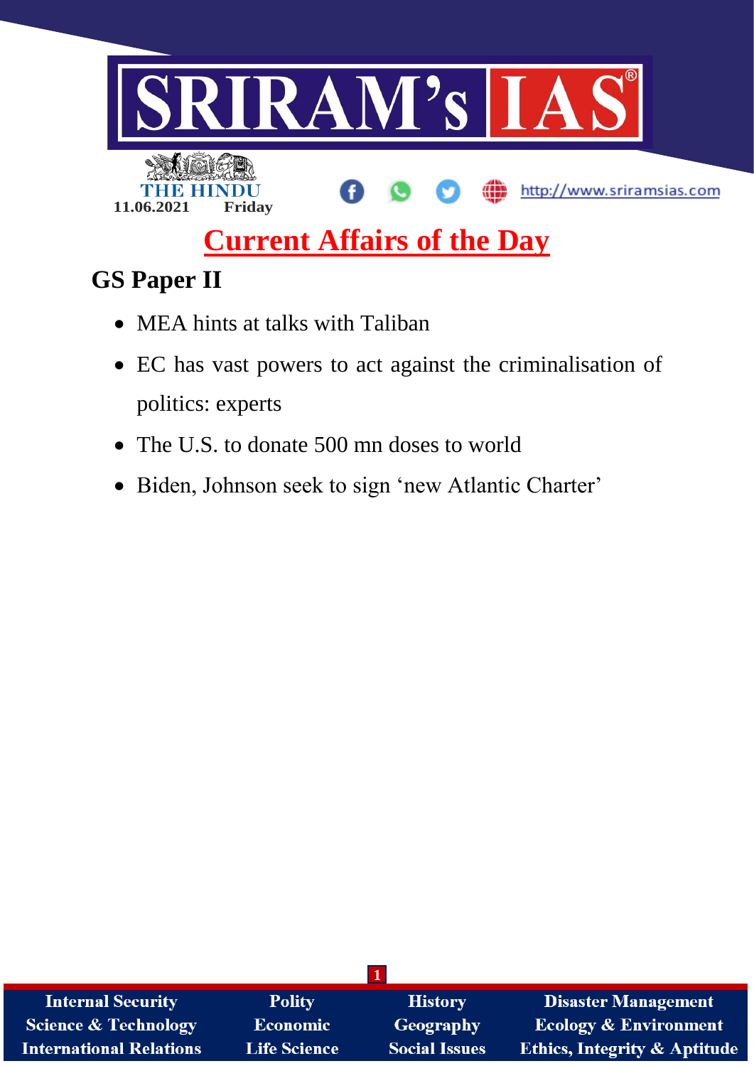# Current Affairs of the Day

THE HINDU

11.06.2021 Friday

## GS Paper II

- MEA hints at talks with Taliban
- EC has vast powers to act against the criminalisation of politics: experts
- The U.S. to donate 500 mn doses to world
- Biden, Johnson seek to sign 'new Atlantic Charter'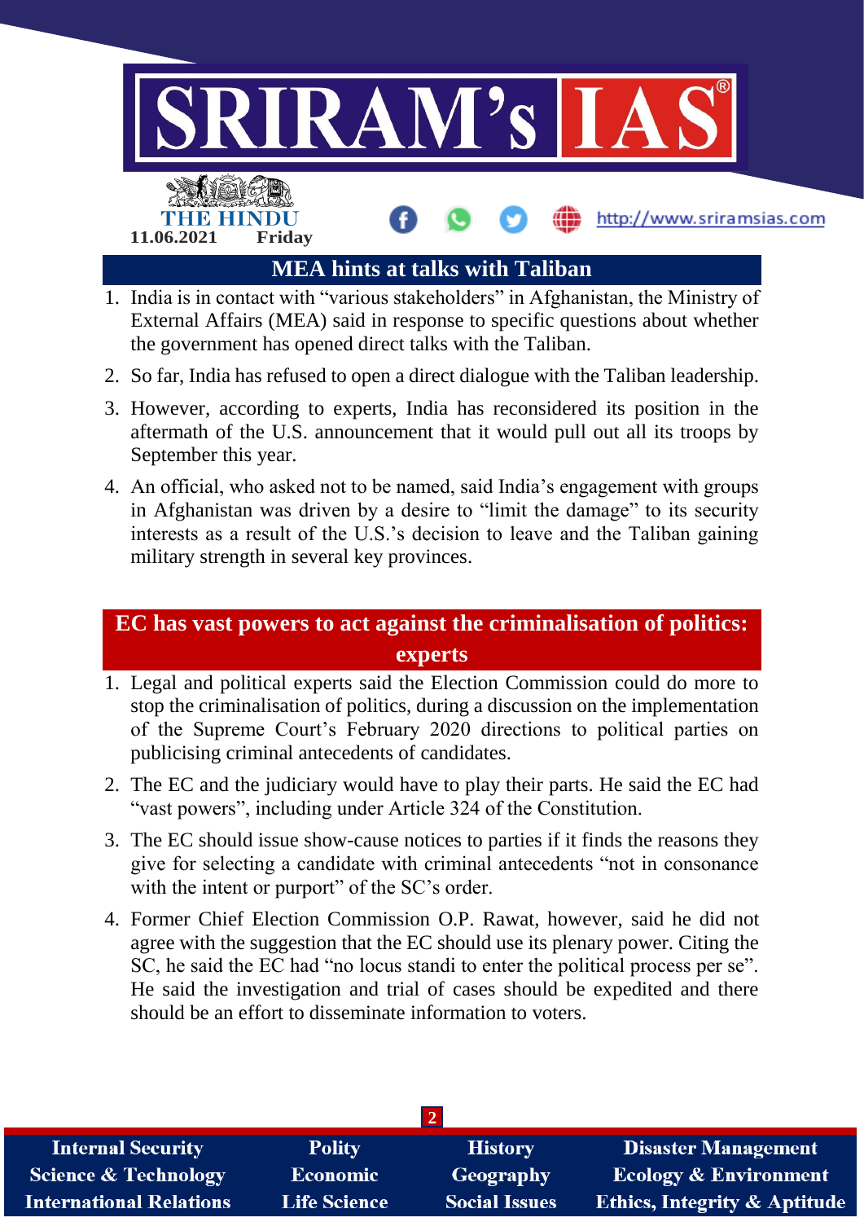## MEA hints at talks with Taliban

1. India is in contact with "various stakeholders" in Afghanistan, the Ministry of External Affairs (MEA) said in response to specific questions about whether the government has opened direct talks with the Taliban.
2. So far, India has refused to open a direct dialogue with the Taliban leadership.
3. However, according to experts, India has reconsidered its position in the aftermath of the U.S. announcement that it would pull out all its troops by September this year.
4. An official, who asked not to be named, said India's engagement with groups in Afghanistan was driven by a desire to "limit the damage" to its security interests as a result of the U.S.'s decision to leave and the Taliban gaining military strength in several key provinces.

## EC has vast powers to act against the criminalisation of politics: experts

1. Legal and political experts said the Election Commission could do more to stop the criminalisation of politics, during a discussion on the implementation of the Supreme Court's February 2020 directions to political parties on publicising criminal antecedents of candidates.
2. The EC and the judiciary would have to play their parts. He said the EC had "vast powers", including under Article 324 of the Constitution.
3. The EC should issue show-cause notices to parties if it finds the reasons they give for selecting a candidate with criminal antecedents "not in consonance with the intent or purport" of the SC's order.
4. Former Chief Election Commission O.P. Rawat, however, said he did not agree with the suggestion that the EC should use its plenary power. Citing the SC, he said the EC had "no locus standi to enter the political process per se". He said the investigation and trial of cases should be expedited and there should be an effort to disseminate information to voters.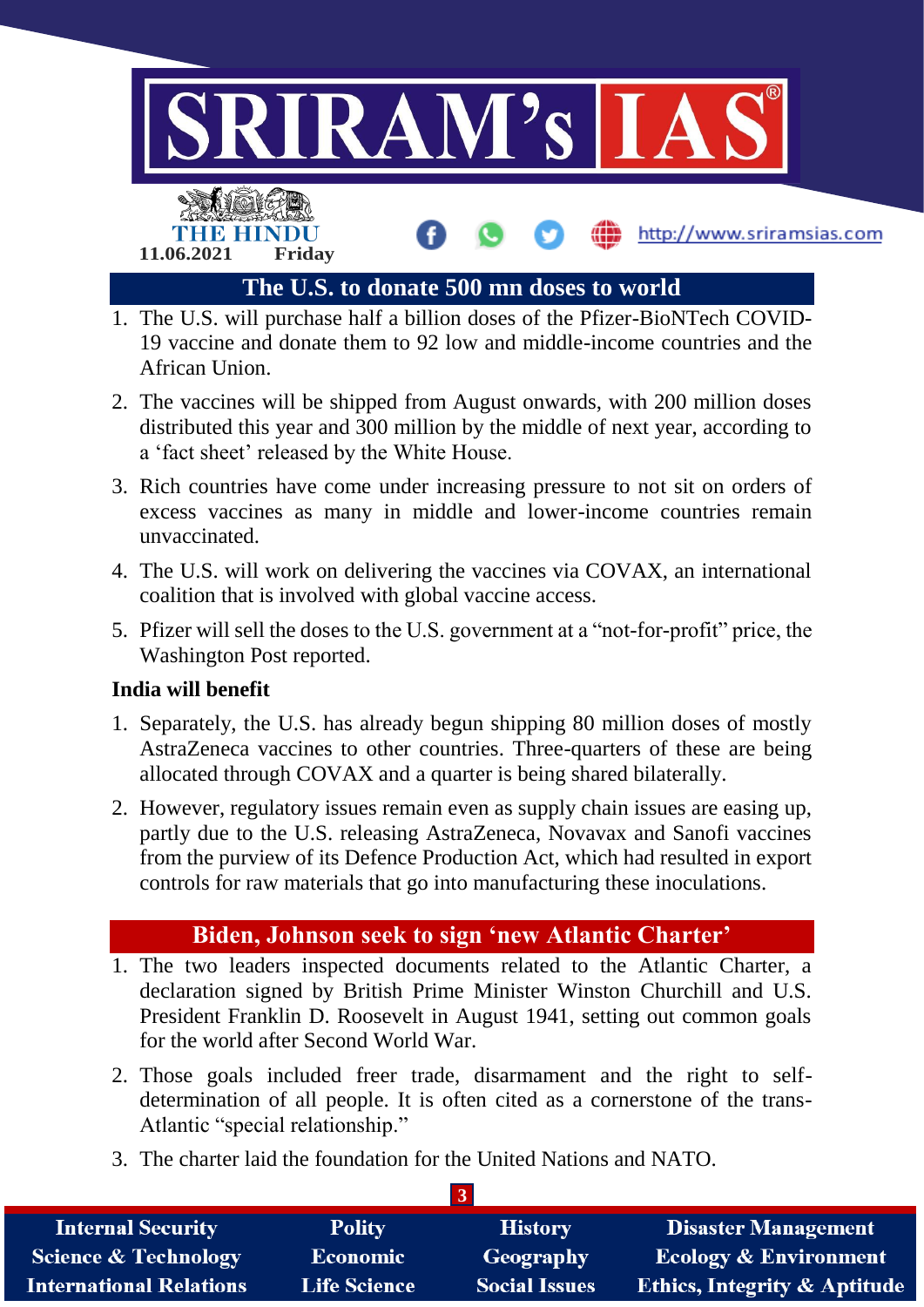## The U.S. to donate 500 mn doses to world

1. The U.S. will purchase half a billion doses of the Pfizer-BioNTech COVID-19 vaccine and donate them to 92 low and middle-income countries and the African Union.
2. The vaccines will be shipped from August onwards, with 200 million doses distributed this year and 300 million by the middle of next year, according to a 'fact sheet' released by the White House.
3. Rich countries have come under increasing pressure to not sit on orders of excess vaccines as many in middle and lower-income countries remain unvaccinated.
4. The U.S. will work on delivering the vaccines via COVAX, an international coalition that is involved with global vaccine access.
5. Pfizer will sell the doses to the U.S. government at a "not-for-profit" price, the Washington Post reported.

**India will benefit**

1. Separately, the U.S. has already begun shipping 80 million doses of mostly AstraZeneca vaccines to other countries. Three-quarters of these are being allocated through COVAX and a quarter is being shared bilaterally.
2. However, regulatory issues remain even as supply chain issues are easing up, partly due to the U.S. releasing AstraZeneca, Novavax and Sanofi vaccines from the purview of its Defence Production Act, which had resulted in export controls for raw materials that go into manufacturing these inoculations.

## Biden, Johnson seek to sign 'new Atlantic Charter'

1. The two leaders inspected documents related to the Atlantic Charter, a declaration signed by British Prime Minister Winston Churchill and U.S. President Franklin D. Roosevelt in August 1941, setting out common goals for the world after Second World War.
2. Those goals included freer trade, disarmament and the right to self-determination of all people. It is often cited as a cornerstone of the trans-Atlantic "special relationship."
3. The charter laid the foundation for the United Nations and NATO.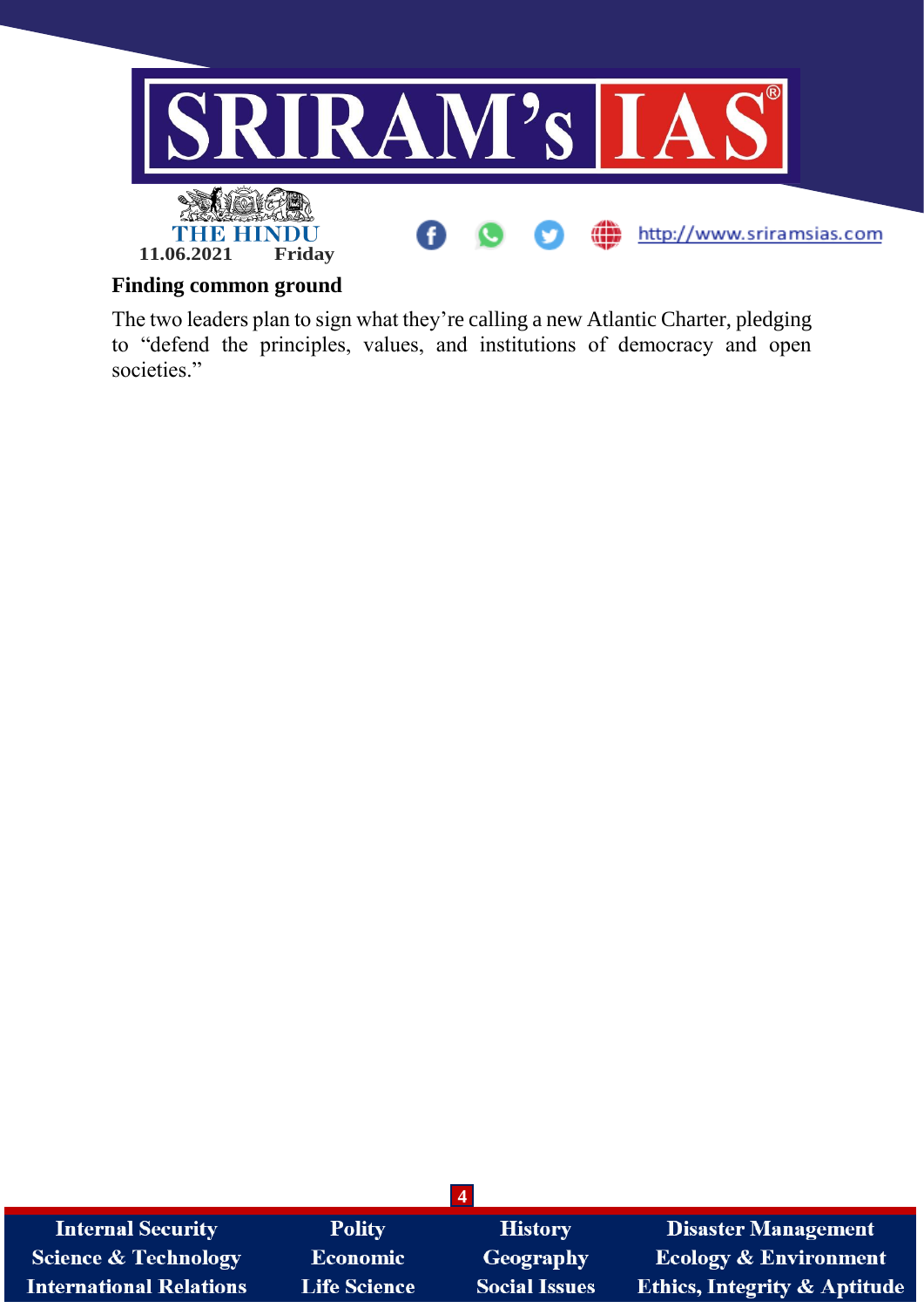## Finding common ground

The two leaders plan to sign what they're calling a new Atlantic Charter, pledging to "defend the principles, values, and institutions of democracy and open societies."